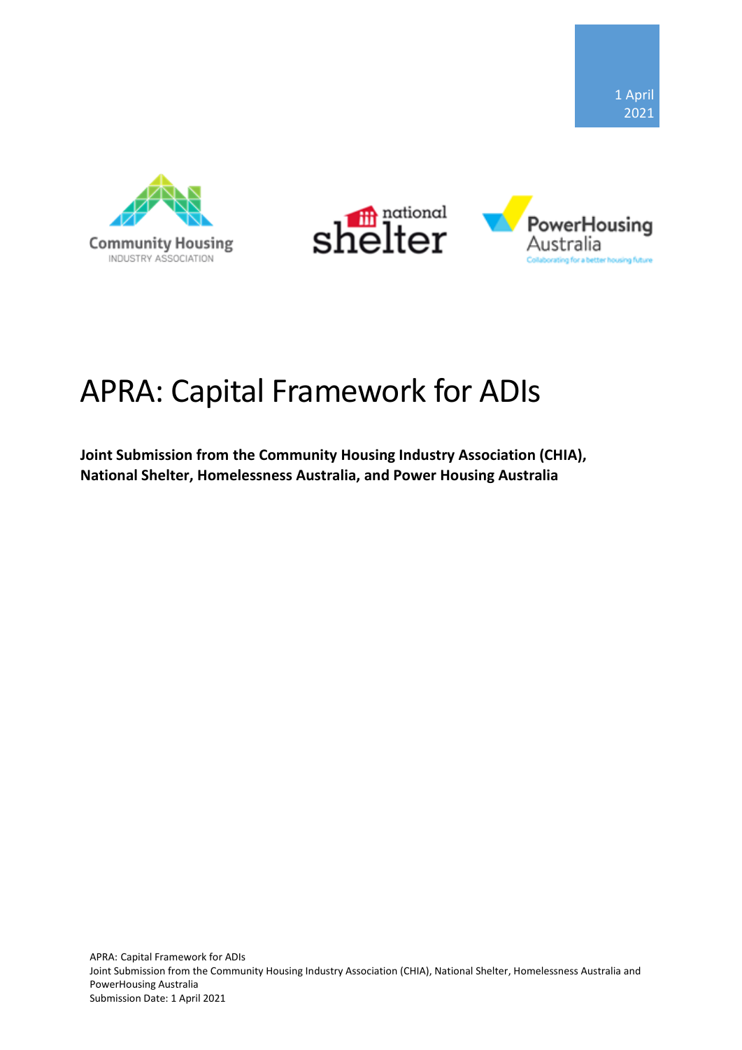1 April 2021

Community Housing
INDUSTRY ASSOCIATION

national shelter

PowerHousing Australia
Collaborating for a better housing future

# APRA: Capital Framework for ADIs

**Joint Submission from the Community Housing Industry Association (CHIA), National Shelter, Homelessness Australia, and Power Housing Australia**

APRA: Capital Framework for ADIs
Joint Submission from the Community Housing Industry Association (CHIA), National Shelter, Homelessness Australia and PowerHousing Australia
Submission Date: 1 April 2021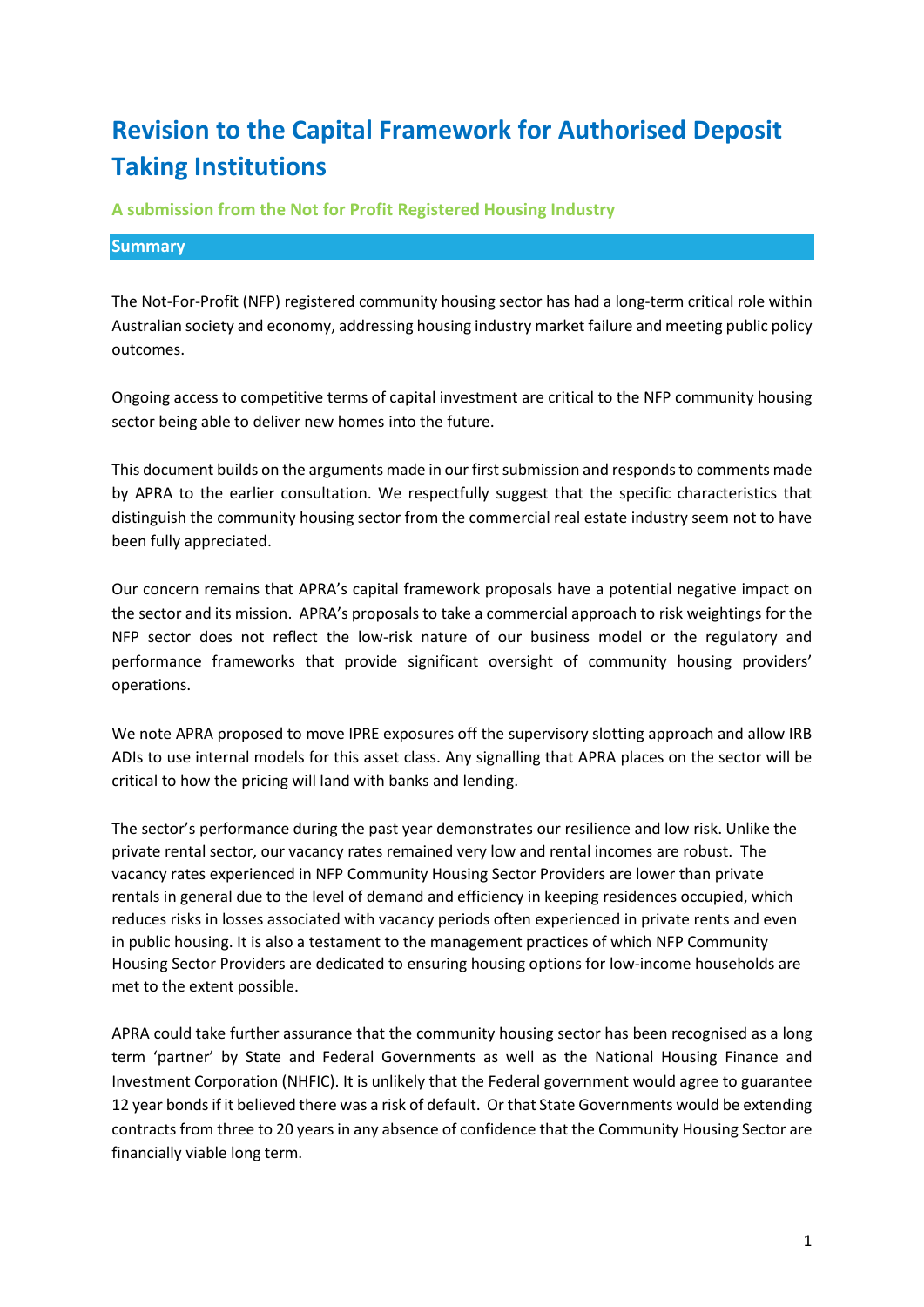# Revision to the Capital Framework for Authorised Deposit Taking Institutions

### A submission from the Not for Profit Registered Housing Industry

## Summary

The Not-For-Profit (NFP) registered community housing sector has had a long-term critical role within Australian society and economy, addressing housing industry market failure and meeting public policy outcomes.

Ongoing access to competitive terms of capital investment are critical to the NFP community housing sector being able to deliver new homes into the future.

This document builds on the arguments made in our first submission and responds to comments made by APRA to the earlier consultation. We respectfully suggest that the specific characteristics that distinguish the community housing sector from the commercial real estate industry seem not to have been fully appreciated.

Our concern remains that APRA's capital framework proposals have a potential negative impact on the sector and its mission. APRA's proposals to take a commercial approach to risk weightings for the NFP sector does not reflect the low-risk nature of our business model or the regulatory and performance frameworks that provide significant oversight of community housing providers' operations.

We note APRA proposed to move IPRE exposures off the supervisory slotting approach and allow IRB ADIs to use internal models for this asset class. Any signalling that APRA places on the sector will be critical to how the pricing will land with banks and lending.

The sector's performance during the past year demonstrates our resilience and low risk. Unlike the private rental sector, our vacancy rates remained very low and rental incomes are robust. The vacancy rates experienced in NFP Community Housing Sector Providers are lower than private rentals in general due to the level of demand and efficiency in keeping residences occupied, which reduces risks in losses associated with vacancy periods often experienced in private rents and even in public housing. It is also a testament to the management practices of which NFP Community Housing Sector Providers are dedicated to ensuring housing options for low-income households are met to the extent possible.

APRA could take further assurance that the community housing sector has been recognised as a long term 'partner' by State and Federal Governments as well as the National Housing Finance and Investment Corporation (NHFIC). It is unlikely that the Federal government would agree to guarantee 12 year bonds if it believed there was a risk of default. Or that State Governments would be extending contracts from three to 20 years in any absence of confidence that the Community Housing Sector are financially viable long term.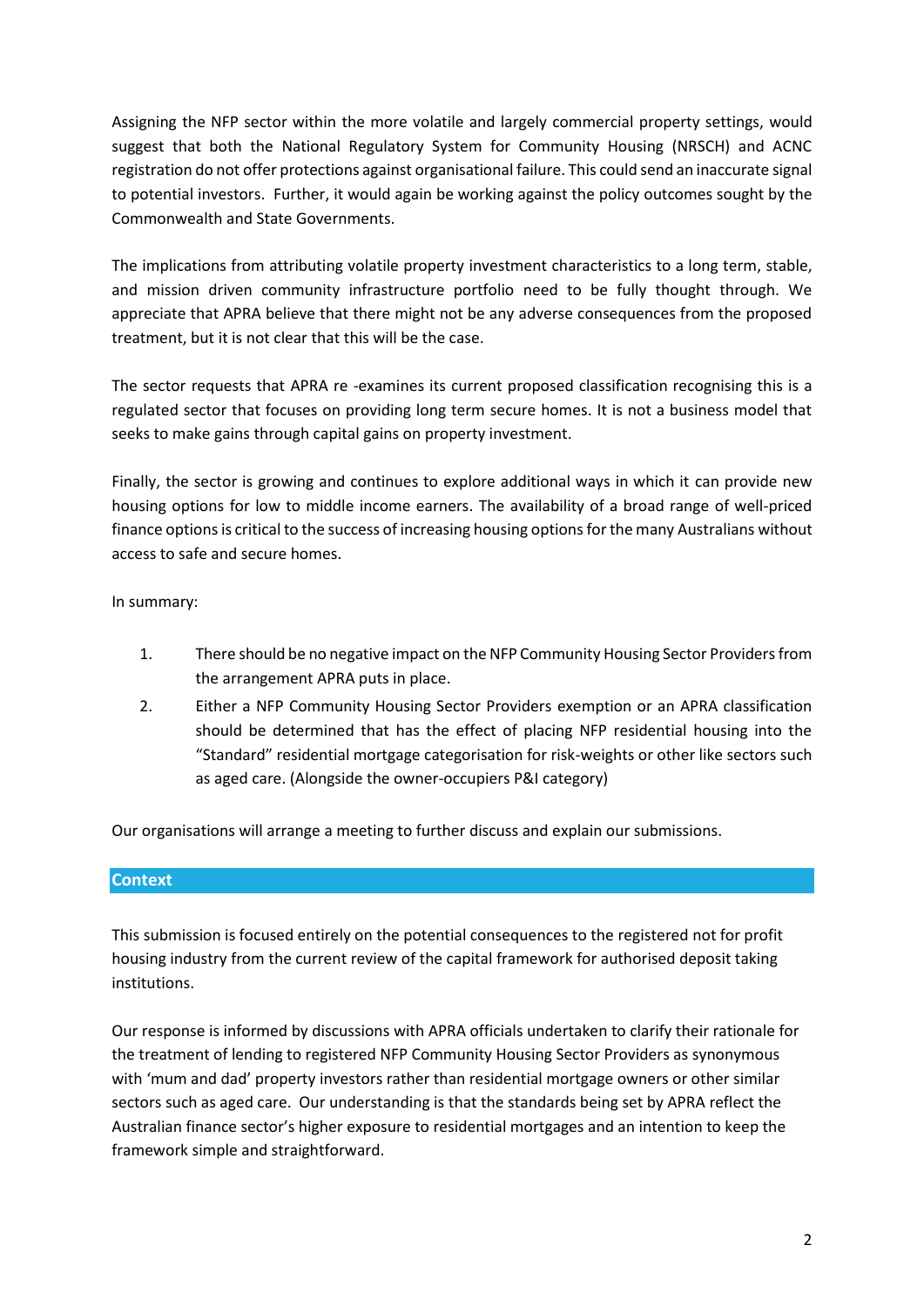Assigning the NFP sector within the more volatile and largely commercial property settings, would suggest that both the National Regulatory System for Community Housing (NRSCH) and ACNC registration do not offer protections against organisational failure. This could send an inaccurate signal to potential investors. Further, it would again be working against the policy outcomes sought by the Commonwealth and State Governments.

The implications from attributing volatile property investment characteristics to a long term, stable, and mission driven community infrastructure portfolio need to be fully thought through. We appreciate that APRA believe that there might not be any adverse consequences from the proposed treatment, but it is not clear that this will be the case.

The sector requests that APRA re -examines its current proposed classification recognising this is a regulated sector that focuses on providing long term secure homes. It is not a business model that seeks to make gains through capital gains on property investment.

Finally, the sector is growing and continues to explore additional ways in which it can provide new housing options for low to middle income earners. The availability of a broad range of well-priced finance options is critical to the success of increasing housing options for the many Australians without access to safe and secure homes.

In summary:

1. There should be no negative impact on the NFP Community Housing Sector Providers from the arrangement APRA puts in place.
2. Either a NFP Community Housing Sector Providers exemption or an APRA classification should be determined that has the effect of placing NFP residential housing into the "Standard" residential mortgage categorisation for risk-weights or other like sectors such as aged care. (Alongside the owner-occupiers P&I category)

Our organisations will arrange a meeting to further discuss and explain our submissions.

## Context

This submission is focused entirely on the potential consequences to the registered not for profit housing industry from the current review of the capital framework for authorised deposit taking institutions.

Our response is informed by discussions with APRA officials undertaken to clarify their rationale for the treatment of lending to registered NFP Community Housing Sector Providers as synonymous with 'mum and dad' property investors rather than residential mortgage owners or other similar sectors such as aged care. Our understanding is that the standards being set by APRA reflect the Australian finance sector's higher exposure to residential mortgages and an intention to keep the framework simple and straightforward.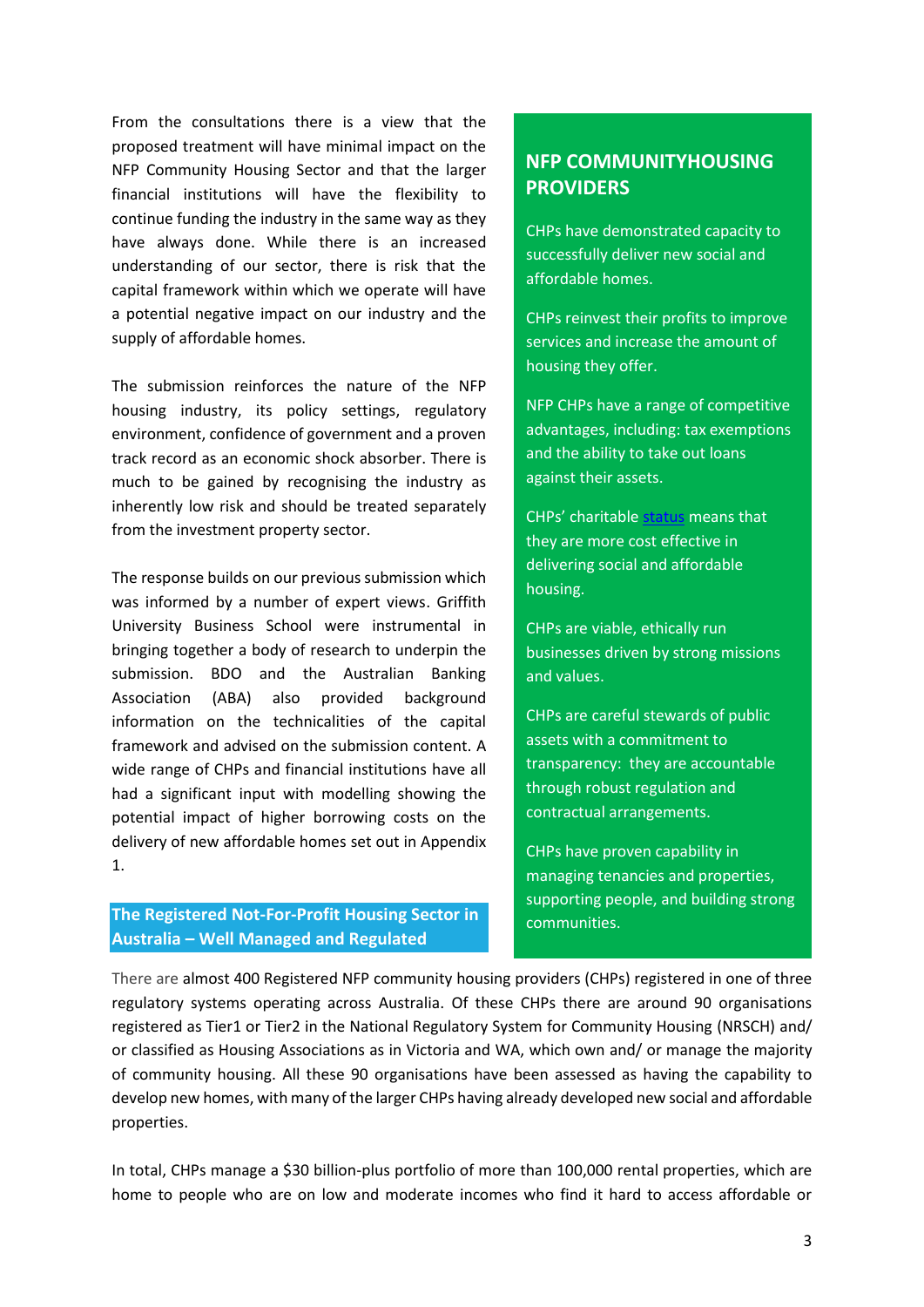From the consultations there is a view that the proposed treatment will have minimal impact on the NFP Community Housing Sector and that the larger financial institutions will have the flexibility to continue funding the industry in the same way as they have always done. While there is an increased understanding of our sector, there is risk that the capital framework within which we operate will have a potential negative impact on our industry and the supply of affordable homes.

The submission reinforces the nature of the NFP housing industry, its policy settings, regulatory environment, confidence of government and a proven track record as an economic shock absorber. There is much to be gained by recognising the industry as inherently low risk and should be treated separately from the investment property sector.

The response builds on our previous submission which was informed by a number of expert views. Griffith University Business School were instrumental in bringing together a body of research to underpin the submission. BDO and the Australian Banking Association (ABA) also provided background information on the technicalities of the capital framework and advised on the submission content. A wide range of CHPs and financial institutions have all had a significant input with modelling showing the potential impact of higher borrowing costs on the delivery of new affordable homes set out in Appendix 1.

> **NFP COMMUNITYHOUSING PROVIDERS**
>
> CHPs have demonstrated capacity to successfully deliver new social and affordable homes.
>
> CHPs reinvest their profits to improve services and increase the amount of housing they offer.
>
> NFP CHPs have a range of competitive advantages, including: tax exemptions and the ability to take out loans against their assets.
>
> CHPs' charitable status means that they are more cost effective in delivering social and affordable housing.
>
> CHPs are viable, ethically run businesses driven by strong missions and values.
>
> CHPs are careful stewards of public assets with a commitment to transparency: they are accountable through robust regulation and contractual arrangements.
>
> CHPs have proven capability in managing tenancies and properties, supporting people, and building strong communities.

## The Registered Not-For-Profit Housing Sector in Australia – Well Managed and Regulated

There are almost 400 Registered NFP community housing providers (CHPs) registered in one of three regulatory systems operating across Australia. Of these CHPs there are around 90 organisations registered as Tier1 or Tier2 in the National Regulatory System for Community Housing (NRSCH) and/ or classified as Housing Associations as in Victoria and WA, which own and/ or manage the majority of community housing. All these 90 organisations have been assessed as having the capability to develop new homes, with many of the larger CHPs having already developed new social and affordable properties.

In total, CHPs manage a $30 billion-plus portfolio of more than 100,000 rental properties, which are home to people who are on low and moderate incomes who find it hard to access affordable or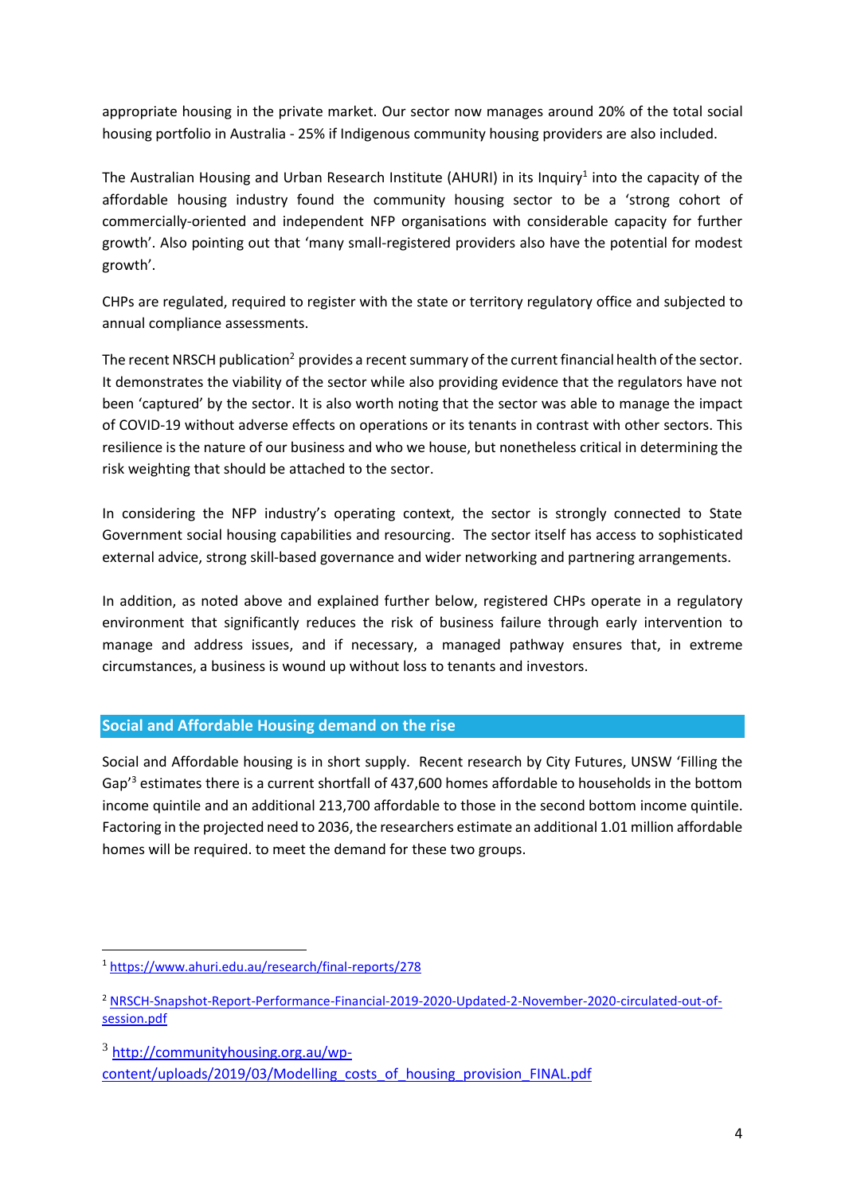appropriate housing in the private market. Our sector now manages around 20% of the total social housing portfolio in Australia - 25% if Indigenous community housing providers are also included.

The Australian Housing and Urban Research Institute (AHURI) in its Inquiry[1] into the capacity of the affordable housing industry found the community housing sector to be a 'strong cohort of commercially-oriented and independent NFP organisations with considerable capacity for further growth'. Also pointing out that 'many small-registered providers also have the potential for modest growth'.

CHPs are regulated, required to register with the state or territory regulatory office and subjected to annual compliance assessments.

The recent NRSCH publication[2] provides a recent summary of the current financial health of the sector. It demonstrates the viability of the sector while also providing evidence that the regulators have not been 'captured' by the sector. It is also worth noting that the sector was able to manage the impact of COVID-19 without adverse effects on operations or its tenants in contrast with other sectors. This resilience is the nature of our business and who we house, but nonetheless critical in determining the risk weighting that should be attached to the sector.

In considering the NFP industry's operating context, the sector is strongly connected to State Government social housing capabilities and resourcing. The sector itself has access to sophisticated external advice, strong skill-based governance and wider networking and partnering arrangements.

In addition, as noted above and explained further below, registered CHPs operate in a regulatory environment that significantly reduces the risk of business failure through early intervention to manage and address issues, and if necessary, a managed pathway ensures that, in extreme circumstances, a business is wound up without loss to tenants and investors.

## Social and Affordable Housing demand on the rise

Social and Affordable housing is in short supply. Recent research by City Futures, UNSW 'Filling the Gap'[3] estimates there is a current shortfall of 437,600 homes affordable to households in the bottom income quintile and an additional 213,700 affordable to those in the second bottom income quintile. Factoring in the projected need to 2036, the researchers estimate an additional 1.01 million affordable homes will be required. to meet the demand for these two groups.

---

[1] https://www.ahuri.edu.au/research/final-reports/278

[2] NRSCH-Snapshot-Report-Performance-Financial-2019-2020-Updated-2-November-2020-circulated-out-of-session.pdf

[3] http://communityhousing.org.au/wp-content/uploads/2019/03/Modelling_costs_of_housing_provision_FINAL.pdf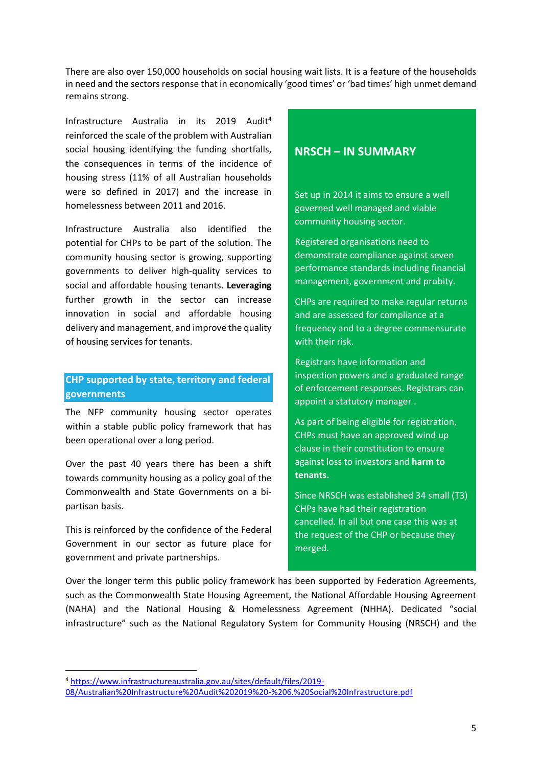There are also over 150,000 households on social housing wait lists. It is a feature of the households in need and the sectors response that in economically 'good times' or 'bad times' high unmet demand remains strong.

Infrastructure Australia in its 2019 Audit[4] reinforced the scale of the problem with Australian social housing identifying the funding shortfalls, the consequences in terms of the incidence of housing stress (11% of all Australian households were so defined in 2017) and the increase in homelessness between 2011 and 2016.

Infrastructure Australia also identified the potential for CHPs to be part of the solution. The community housing sector is growing, supporting governments to deliver high-quality services to social and affordable housing tenants. **Leveraging** further growth in the sector can increase innovation in social and affordable housing delivery and management, and improve the quality of housing services for tenants.

## CHP supported by state, territory and federal governments

The NFP community housing sector operates within a stable public policy framework that has been operational over a long period.

Over the past 40 years there has been a shift towards community housing as a policy goal of the Commonwealth and State Governments on a bi-partisan basis.

This is reinforced by the confidence of the Federal Government in our sector as future place for government and private partnerships.

## NRSCH – IN SUMMARY

Set up in 2014 it aims to ensure a well governed well managed and viable community housing sector.

Registered organisations need to demonstrate compliance against seven performance standards including financial management, government and probity.

CHPs are required to make regular returns and are assessed for compliance at a frequency and to a degree commensurate with their risk.

Registrars have information and inspection powers and a graduated range of enforcement responses. Registrars can appoint a statutory manager .

As part of being eligible for registration, CHPs must have an approved wind up clause in their constitution to ensure against loss to investors and **harm to tenants.**

Since NRSCH was established 34 small (T3) CHPs have had their registration cancelled. In all but one case this was at the request of the CHP or because they merged.

Over the longer term this public policy framework has been supported by Federation Agreements, such as the Commonwealth State Housing Agreement, the National Affordable Housing Agreement (NAHA) and the National Housing & Homelessness Agreement (NHHA). Dedicated "social infrastructure" such as the National Regulatory System for Community Housing (NRSCH) and the

[4] https://www.infrastructureaustralia.gov.au/sites/default/files/2019-08/Australian%20Infrastructure%20Audit%202019%20-%206.%20Social%20Infrastructure.pdf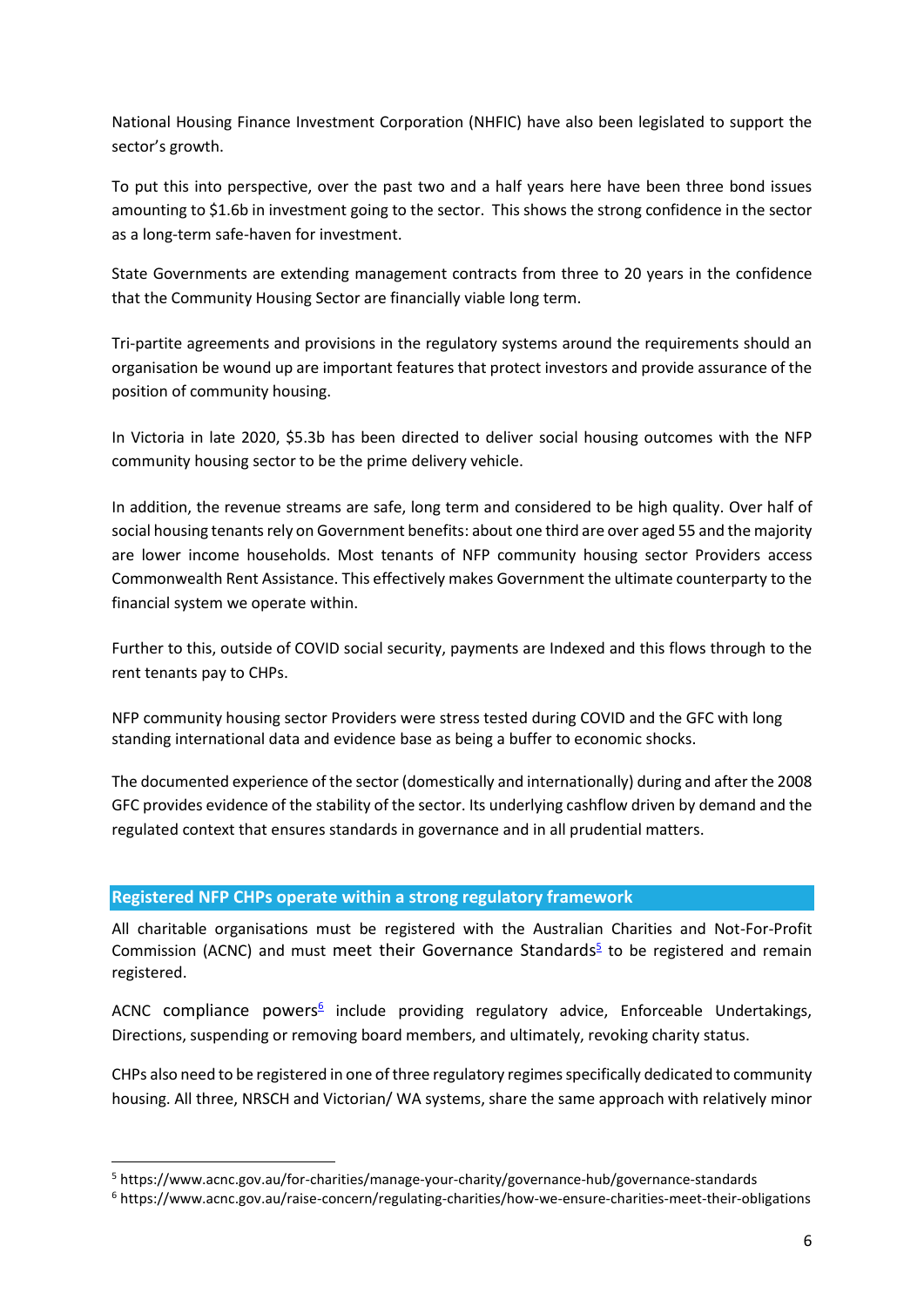National Housing Finance Investment Corporation (NHFIC) have also been legislated to support the sector's growth.

To put this into perspective, over the past two and a half years here have been three bond issues amounting to $1.6b in investment going to the sector. This shows the strong confidence in the sector as a long-term safe-haven for investment.

State Governments are extending management contracts from three to 20 years in the confidence that the Community Housing Sector are financially viable long term.

Tri-partite agreements and provisions in the regulatory systems around the requirements should an organisation be wound up are important features that protect investors and provide assurance of the position of community housing.

In Victoria in late 2020, $5.3b has been directed to deliver social housing outcomes with the NFP community housing sector to be the prime delivery vehicle.

In addition, the revenue streams are safe, long term and considered to be high quality. Over half of social housing tenants rely on Government benefits: about one third are over aged 55 and the majority are lower income households. Most tenants of NFP community housing sector Providers access Commonwealth Rent Assistance. This effectively makes Government the ultimate counterparty to the financial system we operate within.

Further to this, outside of COVID social security, payments are Indexed and this flows through to the rent tenants pay to CHPs.

NFP community housing sector Providers were stress tested during COVID and the GFC with long standing international data and evidence base as being a buffer to economic shocks.

The documented experience of the sector (domestically and internationally) during and after the 2008 GFC provides evidence of the stability of the sector. Its underlying cashflow driven by demand and the regulated context that ensures standards in governance and in all prudential matters.

## Registered NFP CHPs operate within a strong regulatory framework

All charitable organisations must be registered with the Australian Charities and Not-For-Profit Commission (ACNC) and must meet their Governance Standards[5] to be registered and remain registered.

ACNC compliance powers[6] include providing regulatory advice, Enforceable Undertakings, Directions, suspending or removing board members, and ultimately, revoking charity status.

CHPs also need to be registered in one of three regulatory regimes specifically dedicated to community housing. All three, NRSCH and Victorian/ WA systems, share the same approach with relatively minor

[5] https://www.acnc.gov.au/for-charities/manage-your-charity/governance-hub/governance-standards

[6] https://www.acnc.gov.au/raise-concern/regulating-charities/how-we-ensure-charities-meet-their-obligations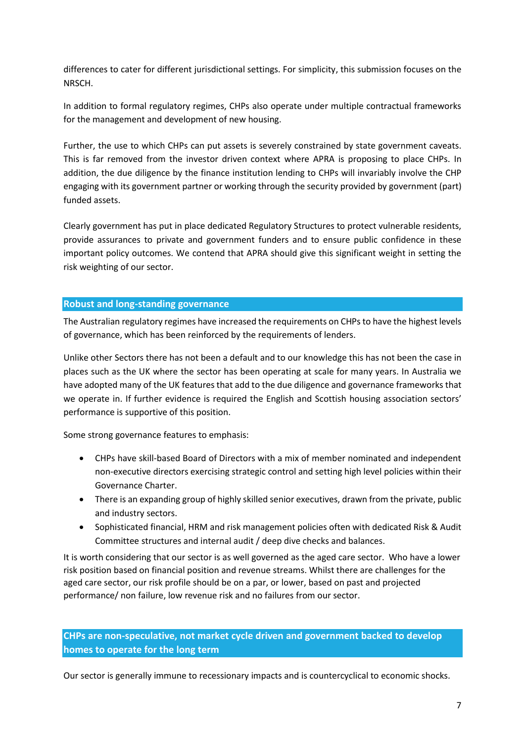differences to cater for different jurisdictional settings. For simplicity, this submission focuses on the NRSCH.

In addition to formal regulatory regimes, CHPs also operate under multiple contractual frameworks for the management and development of new housing.

Further, the use to which CHPs can put assets is severely constrained by state government caveats. This is far removed from the investor driven context where APRA is proposing to place CHPs. In addition, the due diligence by the finance institution lending to CHPs will invariably involve the CHP engaging with its government partner or working through the security provided by government (part) funded assets.

Clearly government has put in place dedicated Regulatory Structures to protect vulnerable residents, provide assurances to private and government funders and to ensure public confidence in these important policy outcomes. We contend that APRA should give this significant weight in setting the risk weighting of our sector.

## Robust and long-standing governance

The Australian regulatory regimes have increased the requirements on CHPs to have the highest levels of governance, which has been reinforced by the requirements of lenders.

Unlike other Sectors there has not been a default and to our knowledge this has not been the case in places such as the UK where the sector has been operating at scale for many years. In Australia we have adopted many of the UK features that add to the due diligence and governance frameworks that we operate in. If further evidence is required the English and Scottish housing association sectors' performance is supportive of this position.

Some strong governance features to emphasis:

- CHPs have skill-based Board of Directors with a mix of member nominated and independent non-executive directors exercising strategic control and setting high level policies within their Governance Charter.
- There is an expanding group of highly skilled senior executives, drawn from the private, public and industry sectors.
- Sophisticated financial, HRM and risk management policies often with dedicated Risk & Audit Committee structures and internal audit / deep dive checks and balances.

It is worth considering that our sector is as well governed as the aged care sector. Who have a lower risk position based on financial position and revenue streams. Whilst there are challenges for the aged care sector, our risk profile should be on a par, or lower, based on past and projected performance/ non failure, low revenue risk and no failures from our sector.

## CHPs are non-speculative, not market cycle driven and government backed to develop homes to operate for the long term

Our sector is generally immune to recessionary impacts and is countercyclical to economic shocks.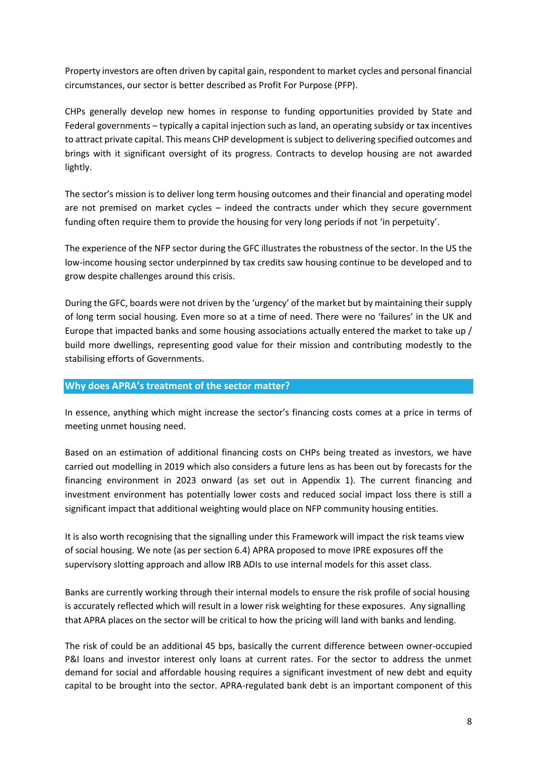Property investors are often driven by capital gain, respondent to market cycles and personal financial circumstances, our sector is better described as Profit For Purpose (PFP).

CHPs generally develop new homes in response to funding opportunities provided by State and Federal governments – typically a capital injection such as land, an operating subsidy or tax incentives to attract private capital. This means CHP development is subject to delivering specified outcomes and brings with it significant oversight of its progress. Contracts to develop housing are not awarded lightly.

The sector's mission is to deliver long term housing outcomes and their financial and operating model are not premised on market cycles – indeed the contracts under which they secure government funding often require them to provide the housing for very long periods if not 'in perpetuity'.

The experience of the NFP sector during the GFC illustrates the robustness of the sector. In the US the low-income housing sector underpinned by tax credits saw housing continue to be developed and to grow despite challenges around this crisis.

During the GFC, boards were not driven by the 'urgency' of the market but by maintaining their supply of long term social housing. Even more so at a time of need. There were no 'failures' in the UK and Europe that impacted banks and some housing associations actually entered the market to take up / build more dwellings, representing good value for their mission and contributing modestly to the stabilising efforts of Governments.

## Why does APRA's treatment of the sector matter?

In essence, anything which might increase the sector's financing costs comes at a price in terms of meeting unmet housing need.

Based on an estimation of additional financing costs on CHPs being treated as investors, we have carried out modelling in 2019 which also considers a future lens as has been out by forecasts for the financing environment in 2023 onward (as set out in Appendix 1). The current financing and investment environment has potentially lower costs and reduced social impact loss there is still a significant impact that additional weighting would place on NFP community housing entities.

It is also worth recognising that the signalling under this Framework will impact the risk teams view of social housing. We note (as per section 6.4) APRA proposed to move IPRE exposures off the supervisory slotting approach and allow IRB ADIs to use internal models for this asset class.

Banks are currently working through their internal models to ensure the risk profile of social housing is accurately reflected which will result in a lower risk weighting for these exposures. Any signalling that APRA places on the sector will be critical to how the pricing will land with banks and lending.

The risk of could be an additional 45 bps, basically the current difference between owner-occupied P&I loans and investor interest only loans at current rates. For the sector to address the unmet demand for social and affordable housing requires a significant investment of new debt and equity capital to be brought into the sector. APRA-regulated bank debt is an important component of this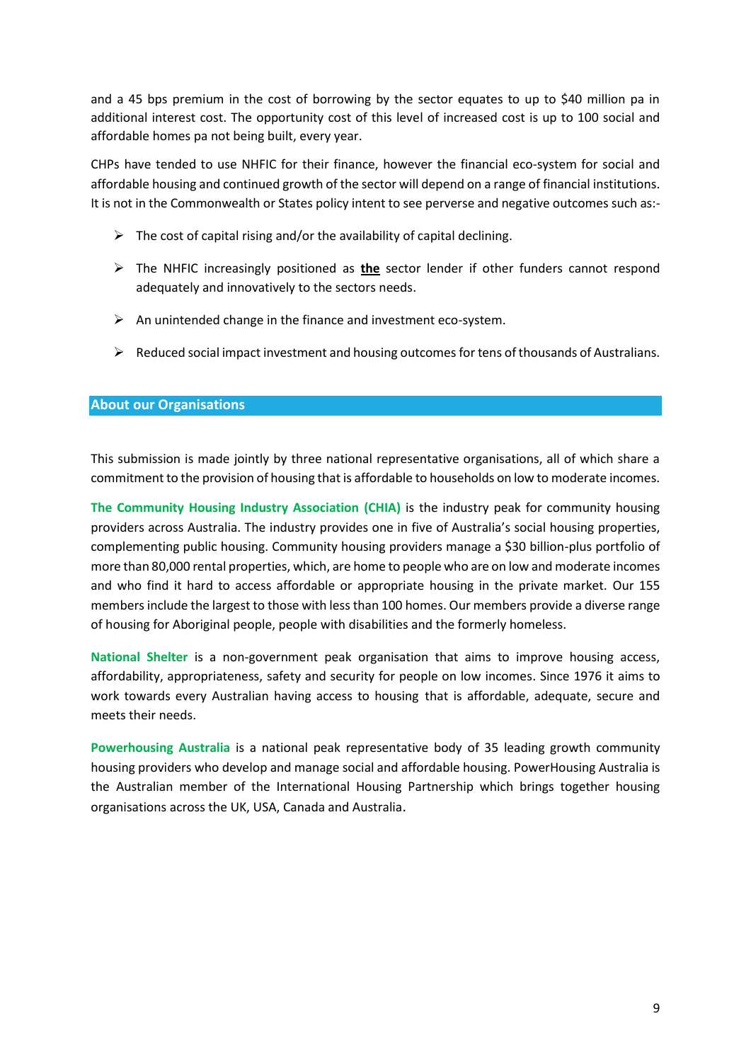and a 45 bps premium in the cost of borrowing by the sector equates to up to $40 million pa in additional interest cost. The opportunity cost of this level of increased cost is up to 100 social and affordable homes pa not being built, every year.

CHPs have tended to use NHFIC for their finance, however the financial eco-system for social and affordable housing and continued growth of the sector will depend on a range of financial institutions. It is not in the Commonwealth or States policy intent to see perverse and negative outcomes such as:-

- The cost of capital rising and/or the availability of capital declining.
- The NHFIC increasingly positioned as **<u>the</u>** sector lender if other funders cannot respond adequately and innovatively to the sectors needs.
- An unintended change in the finance and investment eco-system.
- Reduced social impact investment and housing outcomes for tens of thousands of Australians.

## About our Organisations

This submission is made jointly by three national representative organisations, all of which share a commitment to the provision of housing that is affordable to households on low to moderate incomes.

**The Community Housing Industry Association (CHIA)** is the industry peak for community housing providers across Australia. The industry provides one in five of Australia's social housing properties, complementing public housing. Community housing providers manage a $30 billion-plus portfolio of more than 80,000 rental properties, which, are home to people who are on low and moderate incomes and who find it hard to access affordable or appropriate housing in the private market. Our 155 members include the largest to those with less than 100 homes. Our members provide a diverse range of housing for Aboriginal people, people with disabilities and the formerly homeless.

**National Shelter** is a non-government peak organisation that aims to improve housing access, affordability, appropriateness, safety and security for people on low incomes. Since 1976 it aims to work towards every Australian having access to housing that is affordable, adequate, secure and meets their needs.

**Powerhousing Australia** is a national peak representative body of 35 leading growth community housing providers who develop and manage social and affordable housing. PowerHousing Australia is the Australian member of the International Housing Partnership which brings together housing organisations across the UK, USA, Canada and Australia.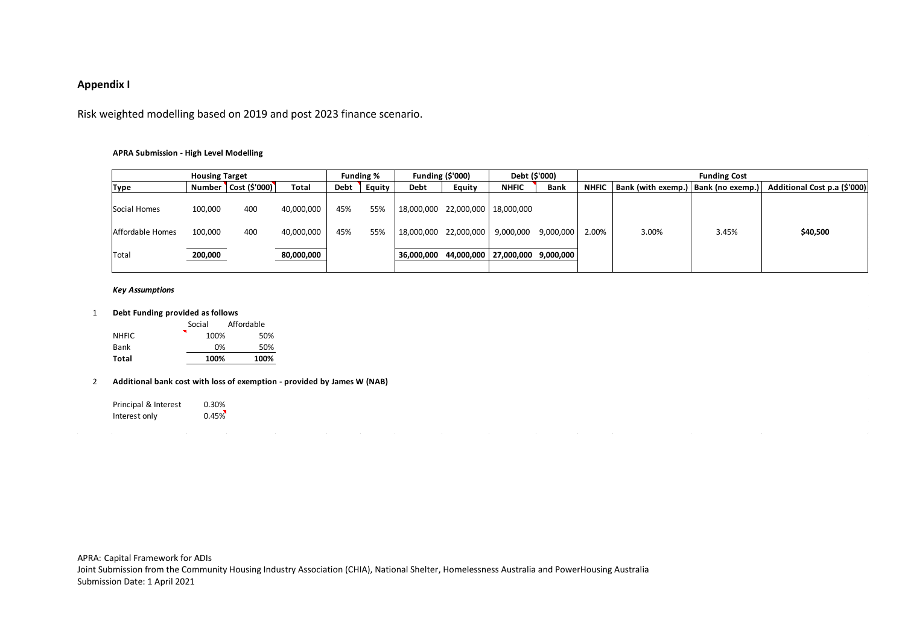## Appendix I

Risk weighted modelling based on 2019 and post 2023 finance scenario.

**APRA Submission - High Level Modelling**

| Housing Target | | | | Funding % | | Funding ($'000) | | Debt ($'000) | | Funding Cost | | | |
|---|---|---|---|---|---|---|---|---|---|---|---|---|---|
| **Type** | **Number** | **Cost ($'000)** | **Total** | **Debt** | **Equity** | **Debt** | **Equity** | **NHFIC** | **Bank** | **NHFIC** | **Bank (with exemp.)** | **Bank (no exemp.)** | **Additional Cost p.a ($'000)** |
| Social Homes | 100,000 | 400 | 40,000,000 | 45% | 55% | 18,000,000 | 22,000,000 | 18,000,000 | | | | | |
| Affordable Homes | 100,000 | 400 | 40,000,000 | 45% | 55% | 18,000,000 | 22,000,000 | 9,000,000 | 9,000,000 | 2.00% | 3.00% | 3.45% | **$40,500** |
| Total | **200,000** | | **80,000,000** | | | **36,000,000** | **44,000,000** | **27,000,000** | **9,000,000** | | | | |

***Key Assumptions***

1 **Debt Funding provided as follows**

| | Social | Affordable |
|---|---|---|
| NHFIC | 100% | 50% |
| Bank | 0% | 50% |
| **Total** | **100%** | **100%** |

2 **Additional bank cost with loss of exemption - provided by James W (NAB)**

| | |
|---|---|
| Principal & Interest | 0.30% |
| Interest only | 0.45% |

APRA: Capital Framework for ADIs
Joint Submission from the Community Housing Industry Association (CHIA), National Shelter, Homelessness Australia and PowerHousing Australia
Submission Date: 1 April 2021